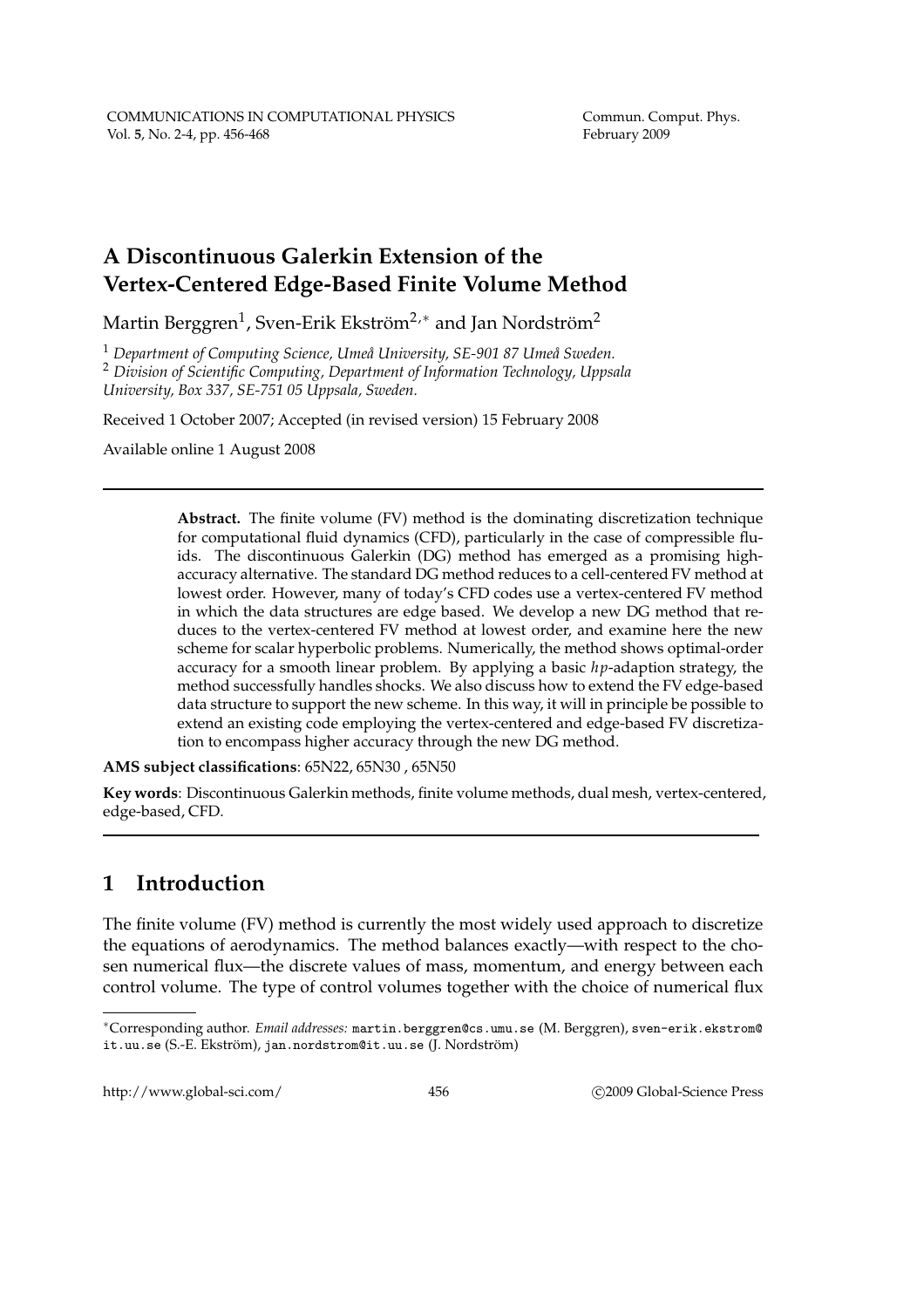# A Discontinuous Galerkin Extension of the Vertex-Centered Edge-Based Finite Volume Method

Martin Berggren[1], Sven-Erik Ekström[2,*] and Jan Nordström[2]

[1] *Department of Computing Science, Umeå University, SE-901 87 Umeå Sweden.*
[2] *Division of Scientific Computing, Department of Information Technology, Uppsala University, Box 337, SE-751 05 Uppsala, Sweden.*

Received 1 October 2007; Accepted (in revised version) 15 February 2008

Available online 1 August 2008

---

**Abstract.** The finite volume (FV) method is the dominating discretization technique for computational fluid dynamics (CFD), particularly in the case of compressible fluids. The discontinuous Galerkin (DG) method has emerged as a promising high-accuracy alternative. The standard DG method reduces to a cell-centered FV method at lowest order. However, many of today's CFD codes use a vertex-centered FV method in which the data structures are edge based. We develop a new DG method that reduces to the vertex-centered FV method at lowest order, and examine here the new scheme for scalar hyperbolic problems. Numerically, the method shows optimal-order accuracy for a smooth linear problem. By applying a basic *hp*-adaption strategy, the method successfully handles shocks. We also discuss how to extend the FV edge-based data structure to support the new scheme. In this way, it will in principle be possible to extend an existing code employing the vertex-centered and edge-based FV discretization to encompass higher accuracy through the new DG method.

**AMS subject classifications**: 65N22, 65N30 , 65N50

**Key words**: Discontinuous Galerkin methods, finite volume methods, dual mesh, vertex-centered, edge-based, CFD.

---

## 1 Introduction

The finite volume (FV) method is currently the most widely used approach to discretize the equations of aerodynamics. The method balances exactly—with respect to the chosen numerical flux—the discrete values of mass, momentum, and energy between each control volume. The type of control volumes together with the choice of numerical flux

---

*Corresponding author. *Email addresses:* martin.berggren@cs.umu.se (M. Berggren), sven-erik.ekstrom@it.uu.se (S.-E. Ekström), jan.nordstrom@it.uu.se (J. Nordström)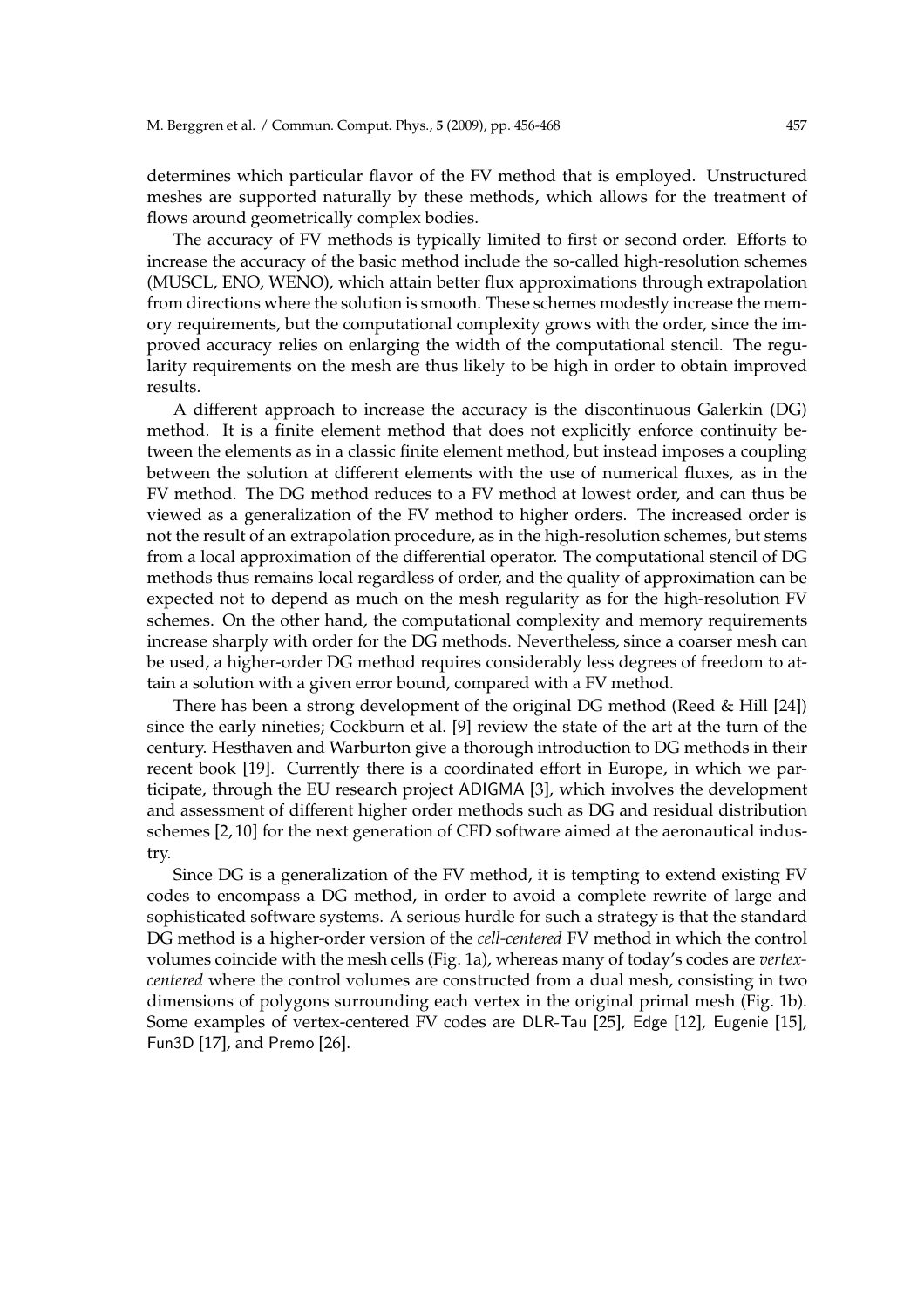determines which particular flavor of the FV method that is employed. Unstructured meshes are supported naturally by these methods, which allows for the treatment of flows around geometrically complex bodies.

The accuracy of FV methods is typically limited to first or second order. Efforts to increase the accuracy of the basic method include the so-called high-resolution schemes (MUSCL, ENO, WENO), which attain better flux approximations through extrapolation from directions where the solution is smooth. These schemes modestly increase the memory requirements, but the computational complexity grows with the order, since the improved accuracy relies on enlarging the width of the computational stencil. The regularity requirements on the mesh are thus likely to be high in order to obtain improved results.

A different approach to increase the accuracy is the discontinuous Galerkin (DG) method. It is a finite element method that does not explicitly enforce continuity between the elements as in a classic finite element method, but instead imposes a coupling between the solution at different elements with the use of numerical fluxes, as in the FV method. The DG method reduces to a FV method at lowest order, and can thus be viewed as a generalization of the FV method to higher orders. The increased order is not the result of an extrapolation procedure, as in the high-resolution schemes, but stems from a local approximation of the differential operator. The computational stencil of DG methods thus remains local regardless of order, and the quality of approximation can be expected not to depend as much on the mesh regularity as for the high-resolution FV schemes. On the other hand, the computational complexity and memory requirements increase sharply with order for the DG methods. Nevertheless, since a coarser mesh can be used, a higher-order DG method requires considerably less degrees of freedom to attain a solution with a given error bound, compared with a FV method.

There has been a strong development of the original DG method (Reed & Hill [24]) since the early nineties; Cockburn et al. [9] review the state of the art at the turn of the century. Hesthaven and Warburton give a thorough introduction to DG methods in their recent book [19]. Currently there is a coordinated effort in Europe, in which we participate, through the EU research project ADIGMA [3], which involves the development and assessment of different higher order methods such as DG and residual distribution schemes [2, 10] for the next generation of CFD software aimed at the aeronautical industry.

Since DG is a generalization of the FV method, it is tempting to extend existing FV codes to encompass a DG method, in order to avoid a complete rewrite of large and sophisticated software systems. A serious hurdle for such a strategy is that the standard DG method is a higher-order version of the *cell-centered* FV method in which the control volumes coincide with the mesh cells (Fig. 1a), whereas many of today's codes are *vertex-centered* where the control volumes are constructed from a dual mesh, consisting in two dimensions of polygons surrounding each vertex in the original primal mesh (Fig. 1b). Some examples of vertex-centered FV codes are DLR-Tau [25], Edge [12], Eugenie [15], Fun3D [17], and Premo [26].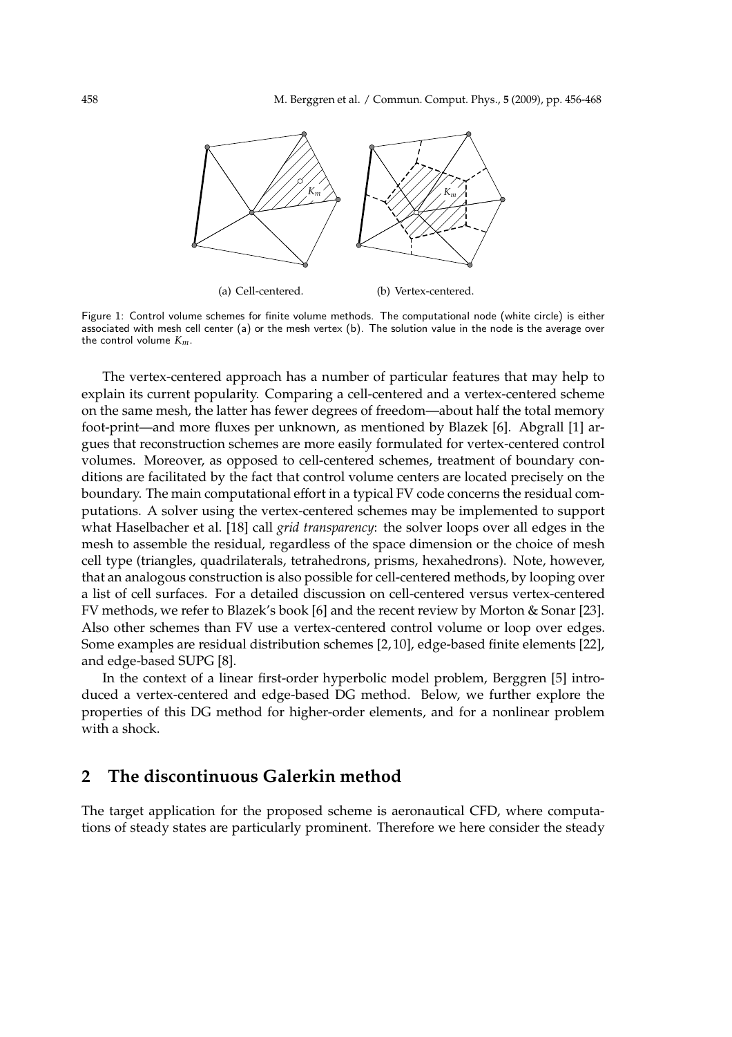(a) Cell-centered. (b) Vertex-centered.

Figure 1: Control volume schemes for finite volume methods. The computational node (white circle) is either associated with mesh cell center (a) or the mesh vertex (b). The solution value in the node is the average over the control volume $K_m$.

The vertex-centered approach has a number of particular features that may help to explain its current popularity. Comparing a cell-centered and a vertex-centered scheme on the same mesh, the latter has fewer degrees of freedom—about half the total memory foot-print—and more fluxes per unknown, as mentioned by Blazek [6]. Abgrall [1] argues that reconstruction schemes are more easily formulated for vertex-centered control volumes. Moreover, as opposed to cell-centered schemes, treatment of boundary conditions are facilitated by the fact that control volume centers are located precisely on the boundary. The main computational effort in a typical FV code concerns the residual computations. A solver using the vertex-centered schemes may be implemented to support what Haselbacher et al. [18] call *grid transparency*: the solver loops over all edges in the mesh to assemble the residual, regardless of the space dimension or the choice of mesh cell type (triangles, quadrilaterals, tetrahedrons, prisms, hexahedrons). Note, however, that an analogous construction is also possible for cell-centered methods, by looping over a list of cell surfaces. For a detailed discussion on cell-centered versus vertex-centered FV methods, we refer to Blazek's book [6] and the recent review by Morton & Sonar [23]. Also other schemes than FV use a vertex-centered control volume or loop over edges. Some examples are residual distribution schemes [2, 10], edge-based finite elements [22], and edge-based SUPG [8].

In the context of a linear first-order hyperbolic model problem, Berggren [5] introduced a vertex-centered and edge-based DG method. Below, we further explore the properties of this DG method for higher-order elements, and for a nonlinear problem with a shock.

## 2 The discontinuous Galerkin method

The target application for the proposed scheme is aeronautical CFD, where computations of steady states are particularly prominent. Therefore we here consider the steady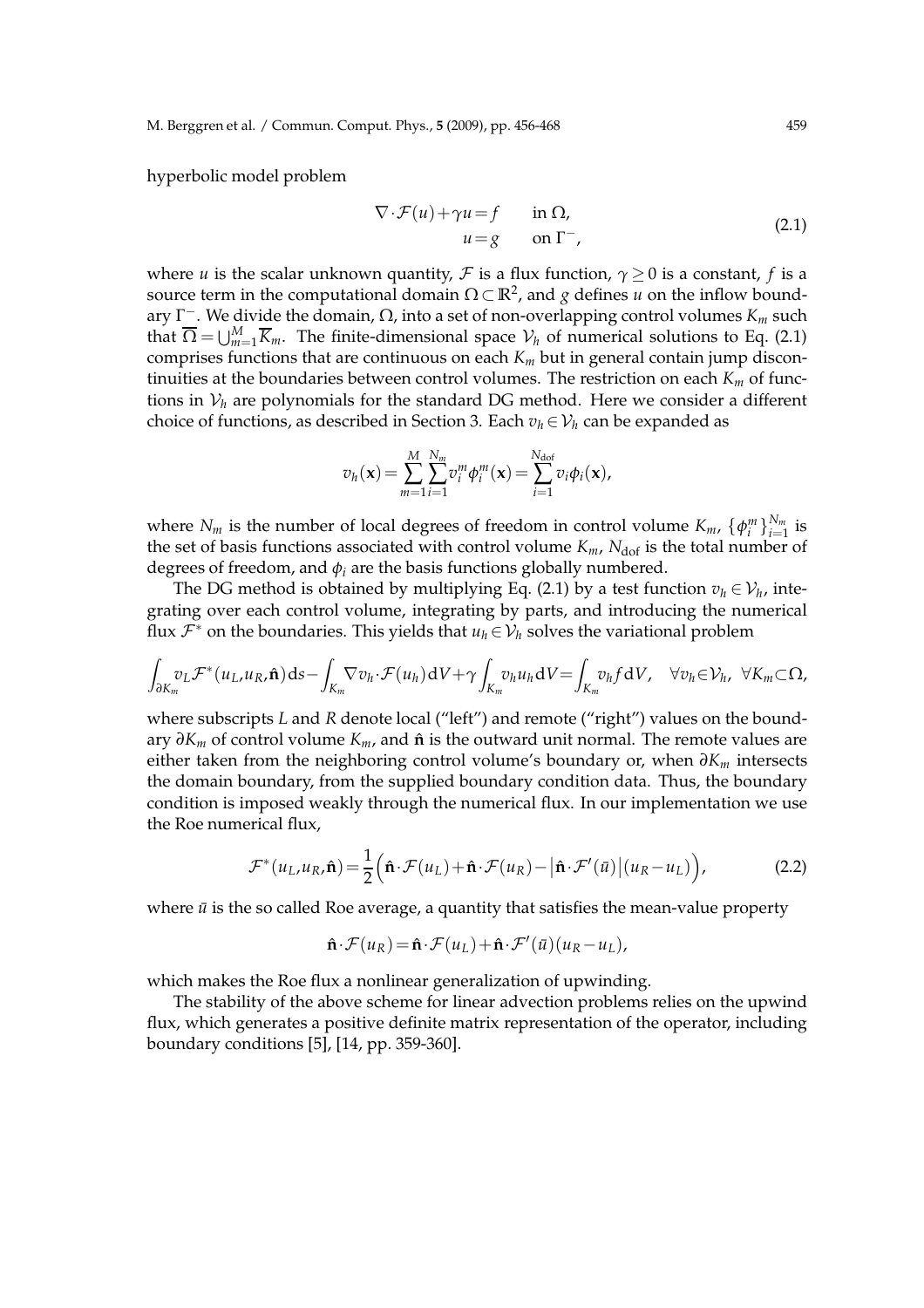hyperbolic model problem

$$
\begin{aligned}
\nabla\cdot\mathcal{F}(u)+\gamma u &= f \qquad \text{in } \Omega,\\
u &= g \qquad \text{on } \Gamma^-,
\end{aligned}
\tag{2.1}
$$

where $u$ is the scalar unknown quantity, $\mathcal{F}$ is a flux function, $\gamma \geq 0$ is a constant, $f$ is a source term in the computational domain $\Omega \subset \mathbb{R}^2$, and $g$ defines $u$ on the inflow boundary $\Gamma^-$. We divide the domain, $\Omega$, into a set of non-overlapping control volumes $K_m$ such that $\overline{\Omega} = \bigcup_{m=1}^{M} \overline{K}_m$. The finite-dimensional space $\mathcal{V}_h$ of numerical solutions to Eq. (2.1) comprises functions that are continuous on each $K_m$ but in general contain jump discontinuities at the boundaries between control volumes. The restriction on each $K_m$ of functions in $\mathcal{V}_h$ are polynomials for the standard DG method. Here we consider a different choice of functions, as described in Section 3. Each $v_h \in \mathcal{V}_h$ can be expanded as

$$
v_h(\mathbf{x}) = \sum_{m=1}^{M}\sum_{i=1}^{N_m} v_i^m \phi_i^m(\mathbf{x}) = \sum_{i=1}^{N_{\text{dof}}} v_i \phi_i(\mathbf{x}),
$$

where $N_m$ is the number of local degrees of freedom in control volume $K_m$, $\{\phi_i^m\}_{i=1}^{N_m}$ is the set of basis functions associated with control volume $K_m$, $N_{\text{dof}}$ is the total number of degrees of freedom, and $\phi_i$ are the basis functions globally numbered.

The DG method is obtained by multiplying Eq. (2.1) by a test function $v_h \in \mathcal{V}_h$, integrating over each control volume, integrating by parts, and introducing the numerical flux $\mathcal{F}^*$ on the boundaries. This yields that $u_h \in \mathcal{V}_h$ solves the variational problem

$$
\int_{\partial K_m} v_L \mathcal{F}^*(u_L,u_R,\hat{\mathbf{n}})\,\mathrm{d}s - \int_{K_m} \nabla v_h \cdot \mathcal{F}(u_h)\,\mathrm{d}V + \gamma \int_{K_m} v_h u_h\,\mathrm{d}V = \int_{K_m} v_h f\,\mathrm{d}V, \quad \forall v_h \in \mathcal{V}_h,\ \forall K_m \subset \Omega,
$$

where subscripts $L$ and $R$ denote local ("left") and remote ("right") values on the boundary $\partial K_m$ of control volume $K_m$, and $\hat{\mathbf{n}}$ is the outward unit normal. The remote values are either taken from the neighboring control volume's boundary or, when $\partial K_m$ intersects the domain boundary, from the supplied boundary condition data. Thus, the boundary condition is imposed weakly through the numerical flux. In our implementation we use the Roe numerical flux,

$$
\mathcal{F}^*(u_L,u_R,\hat{\mathbf{n}}) = \frac{1}{2}\Big(\hat{\mathbf{n}}\cdot\mathcal{F}(u_L) + \hat{\mathbf{n}}\cdot\mathcal{F}(u_R) - \big|\hat{\mathbf{n}}\cdot\mathcal{F}'(\bar{u})\big|(u_R - u_L)\Big),
\tag{2.2}
$$

where $\bar{u}$ is the so called Roe average, a quantity that satisfies the mean-value property

$$
\hat{\mathbf{n}}\cdot\mathcal{F}(u_R) = \hat{\mathbf{n}}\cdot\mathcal{F}(u_L) + \hat{\mathbf{n}}\cdot\mathcal{F}'(\bar{u})(u_R - u_L),
$$

which makes the Roe flux a nonlinear generalization of upwinding.

The stability of the above scheme for linear advection problems relies on the upwind flux, which generates a positive definite matrix representation of the operator, including boundary conditions [5], [14, pp. 359-360].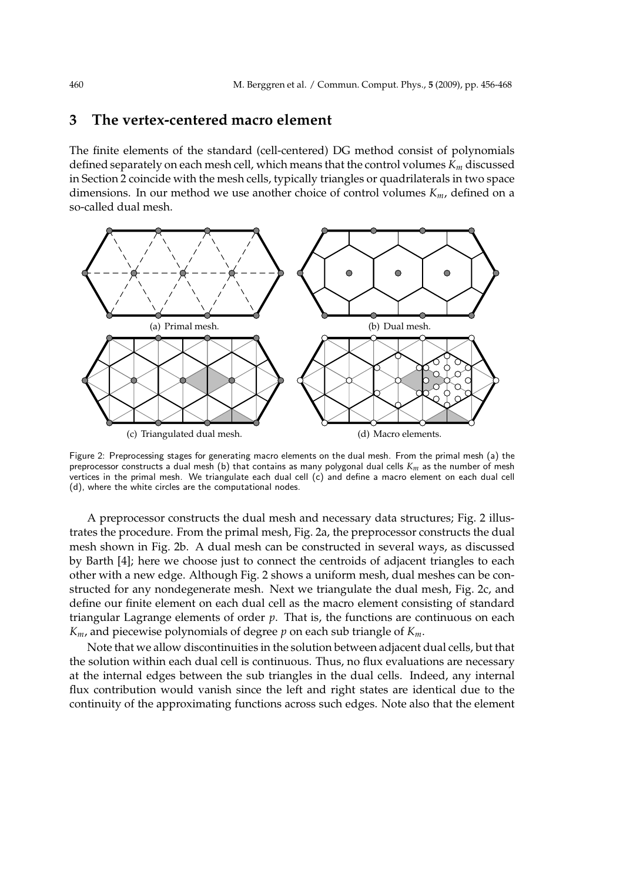## 3 The vertex-centered macro element

The finite elements of the standard (cell-centered) DG method consist of polynomials defined separately on each mesh cell, which means that the control volumes $K_m$ discussed in Section 2 coincide with the mesh cells, typically triangles or quadrilaterals in two space dimensions. In our method we use another choice of control volumes $K_m$, defined on a so-called dual mesh.

(a) Primal mesh. (b) Dual mesh. (c) Triangulated dual mesh. (d) Macro elements.

Figure 2: Preprocessing stages for generating macro elements on the dual mesh. From the primal mesh (a) the preprocessor constructs a dual mesh (b) that contains as many polygonal dual cells $K_m$ as the number of mesh vertices in the primal mesh. We triangulate each dual cell (c) and define a macro element on each dual cell (d), where the white circles are the computational nodes.

A preprocessor constructs the dual mesh and necessary data structures; Fig. 2 illustrates the procedure. From the primal mesh, Fig. 2a, the preprocessor constructs the dual mesh shown in Fig. 2b. A dual mesh can be constructed in several ways, as discussed by Barth [4]; here we choose just to connect the centroids of adjacent triangles to each other with a new edge. Although Fig. 2 shows a uniform mesh, dual meshes can be constructed for any nondegenerate mesh. Next we triangulate the dual mesh, Fig. 2c, and define our finite element on each dual cell as the macro element consisting of standard triangular Lagrange elements of order $p$. That is, the functions are continuous on each $K_m$, and piecewise polynomials of degree $p$ on each sub triangle of $K_m$.

Note that we allow discontinuities in the solution between adjacent dual cells, but that the solution within each dual cell is continuous. Thus, no flux evaluations are necessary at the internal edges between the sub triangles in the dual cells. Indeed, any internal flux contribution would vanish since the left and right states are identical due to the continuity of the approximating functions across such edges. Note also that the element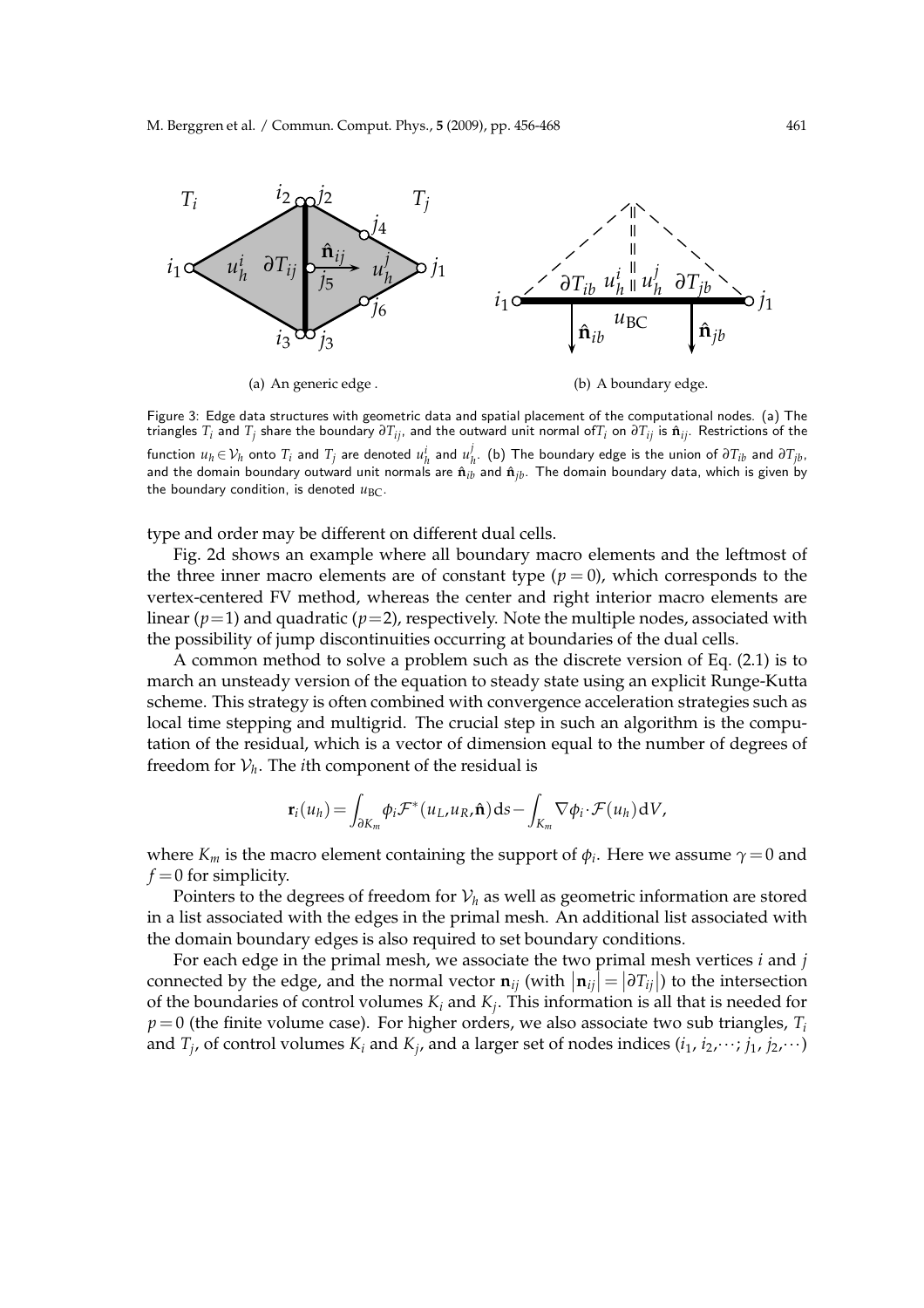(a) An generic edge .

(b) A boundary edge.

Figure 3: Edge data structures with geometric data and spatial placement of the computational nodes. (a) The triangles $T_i$ and $T_j$ share the boundary $\partial T_{ij}$, and the outward unit normal of $T_i$ on $\partial T_{ij}$ is $\hat{\mathbf{n}}_{ij}$. Restrictions of the function $u_h \in \mathcal{V}_h$ onto $T_i$ and $T_j$ are denoted $u_h^i$ and $u_h^j$. (b) The boundary edge is the union of $\partial T_{ib}$ and $\partial T_{jb}$, and the domain boundary outward unit normals are $\hat{\mathbf{n}}_{ib}$ and $\hat{\mathbf{n}}_{jb}$. The domain boundary data, which is given by the boundary condition, is denoted $u_{\mathrm{BC}}$.

type and order may be different on different dual cells.

Fig. 2d shows an example where all boundary macro elements and the leftmost of the three inner macro elements are of constant type ($p=0$), which corresponds to the vertex-centered FV method, whereas the center and right interior macro elements are linear ($p=1$) and quadratic ($p=2$), respectively. Note the multiple nodes, associated with the possibility of jump discontinuities occurring at boundaries of the dual cells.

A common method to solve a problem such as the discrete version of Eq. (2.1) is to march an unsteady version of the equation to steady state using an explicit Runge-Kutta scheme. This strategy is often combined with convergence acceleration strategies such as local time stepping and multigrid. The crucial step in such an algorithm is the computation of the residual, which is a vector of dimension equal to the number of degrees of freedom for $\mathcal{V}_h$. The $i$th component of the residual is

$$\mathbf{r}_i(u_h) = \int_{\partial K_m} \phi_i \mathcal{F}^*(u_L, u_R, \hat{\mathbf{n}})\,\mathrm{d}s - \int_{K_m} \nabla\phi_i \cdot \mathcal{F}(u_h)\,\mathrm{d}V,$$

where $K_m$ is the macro element containing the support of $\phi_i$. Here we assume $\gamma = 0$ and $f = 0$ for simplicity.

Pointers to the degrees of freedom for $\mathcal{V}_h$ as well as geometric information are stored in a list associated with the edges in the primal mesh. An additional list associated with the domain boundary edges is also required to set boundary conditions.

For each edge in the primal mesh, we associate the two primal mesh vertices $i$ and $j$ connected by the edge, and the normal vector $\mathbf{n}_{ij}$ (with $|\mathbf{n}_{ij}| = |\partial T_{ij}|$) to the intersection of the boundaries of control volumes $K_i$ and $K_j$. This information is all that is needed for $p=0$ (the finite volume case). For higher orders, we also associate two sub triangles, $T_i$ and $T_j$, of control volumes $K_i$ and $K_j$, and a larger set of nodes indices ($i_1$, $i_2$,$\cdots$; $j_1$, $j_2$,$\cdots$)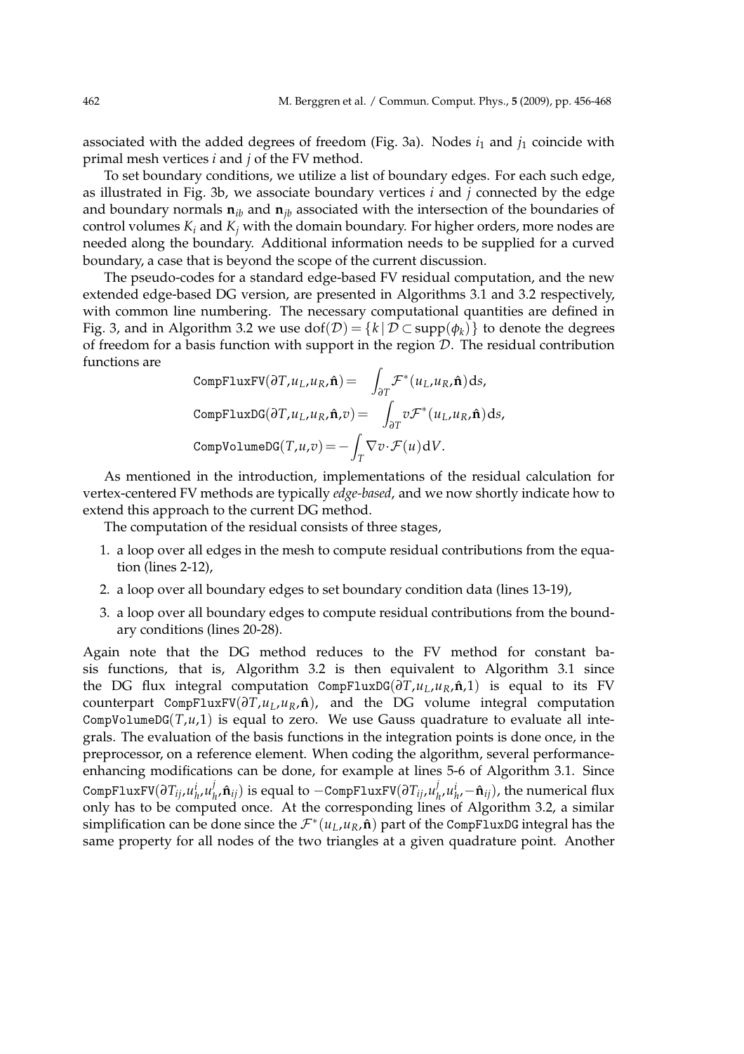associated with the added degrees of freedom (Fig. 3a). Nodes $i_1$ and $j_1$ coincide with primal mesh vertices $i$ and $j$ of the FV method.

To set boundary conditions, we utilize a list of boundary edges. For each such edge, as illustrated in Fig. 3b, we associate boundary vertices $i$ and $j$ connected by the edge and boundary normals $\mathbf{n}_{ib}$ and $\mathbf{n}_{jb}$ associated with the intersection of the boundaries of control volumes $K_i$ and $K_j$ with the domain boundary. For higher orders, more nodes are needed along the boundary. Additional information needs to be supplied for a curved boundary, a case that is beyond the scope of the current discussion.

The pseudo-codes for a standard edge-based FV residual computation, and the new extended edge-based DG version, are presented in Algorithms 3.1 and 3.2 respectively, with common line numbering. The necessary computational quantities are defined in Fig. 3, and in Algorithm 3.2 we use $\mathrm{dof}(\mathcal{D}) = \{k \,|\, \mathcal{D} \subset \mathrm{supp}(\phi_k)\}$ to denote the degrees of freedom for a basis function with support in the region $\mathcal{D}$. The residual contribution functions are

$$
\begin{aligned}
\texttt{CompFluxFV}(\partial T, u_L, u_R, \hat{\mathbf{n}}) &= \int_{\partial T} \mathcal{F}^*(u_L, u_R, \hat{\mathbf{n}})\,\mathrm{d}s, \\
\texttt{CompFluxDG}(\partial T, u_L, u_R, \hat{\mathbf{n}}, v) &= \int_{\partial T} v\mathcal{F}^*(u_L, u_R, \hat{\mathbf{n}})\,\mathrm{d}s, \\
\texttt{CompVolumeDG}(T, u, v) &= -\int_T \nabla v \cdot \mathcal{F}(u)\,\mathrm{d}V.
\end{aligned}
$$

As mentioned in the introduction, implementations of the residual calculation for vertex-centered FV methods are typically *edge-based*, and we now shortly indicate how to extend this approach to the current DG method.

The computation of the residual consists of three stages,

1. a loop over all edges in the mesh to compute residual contributions from the equation (lines 2-12),
2. a loop over all boundary edges to set boundary condition data (lines 13-19),
3. a loop over all boundary edges to compute residual contributions from the boundary conditions (lines 20-28).

Again note that the DG method reduces to the FV method for constant basis functions, that is, Algorithm 3.2 is then equivalent to Algorithm 3.1 since the DG flux integral computation $\texttt{CompFluxDG}(\partial T, u_L, u_R, \hat{\mathbf{n}}, 1)$ is equal to its FV counterpart $\texttt{CompFluxFV}(\partial T, u_L, u_R, \hat{\mathbf{n}})$, and the DG volume integral computation $\texttt{CompVolumeDG}(T, u, 1)$ is equal to zero. We use Gauss quadrature to evaluate all integrals. The evaluation of the basis functions in the integration points is done once, in the preprocessor, on a reference element. When coding the algorithm, several performance-enhancing modifications can be done, for example at lines 5-6 of Algorithm 3.1. Since $\texttt{CompFluxFV}(\partial T_{ij}, u_h^i, u_h^j, \hat{\mathbf{n}}_{ij})$ is equal to $-\texttt{CompFluxFV}(\partial T_{ij}, u_h^j, u_h^i, -\hat{\mathbf{n}}_{ij})$, the numerical flux only has to be computed once. At the corresponding lines of Algorithm 3.2, a similar simplification can be done since the $\mathcal{F}^*(u_L, u_R, \hat{\mathbf{n}})$ part of the CompFluxDG integral has the same property for all nodes of the two triangles at a given quadrature point. Another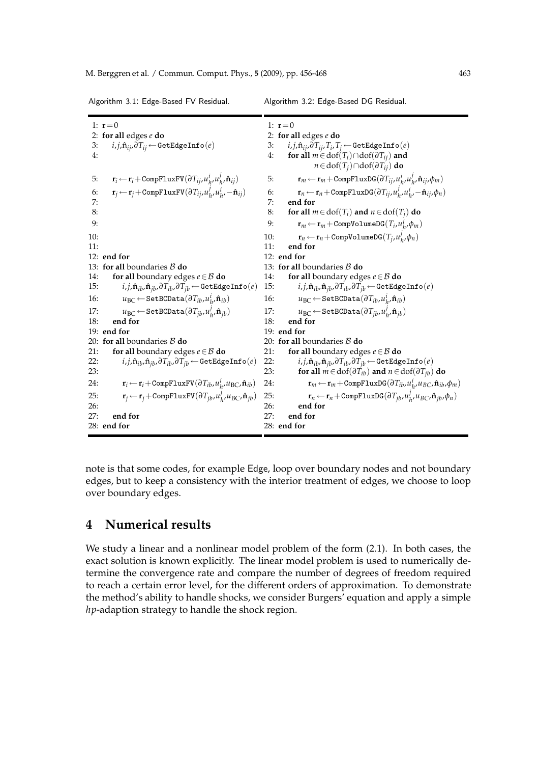**Algorithm 3.1: Edge-Based FV Residual.**

```
1:  r = 0
2:  for all edges e do
3:      i, j, n̂_ij, ∂T_ij ← GetEdgeInfo(e)
4:
5:      r_i ← r_i + CompFluxFV(∂T_ij, u_h^i, u_h^j, n̂_ij)
6:      r_j ← r_j + CompFluxFV(∂T_ij, u_h^j, u_h^i, −n̂_ij)
7:
8:
9:
10:
11:
12: end for
13: for all boundaries B do
14:     for all boundary edges e ∈ B do
15:         i, j, n̂_ib, n̂_jb, ∂T_ib, ∂T_jb ← GetEdgeInfo(e)
16:         u_BC ← SetBCData(∂T_ib, u_h^i, n̂_ib)
17:         u_BC ← SetBCData(∂T_jb, u_h^j, n̂_jb)
18:     end for
19: end for
20: for all boundaries B do
21:     for all boundary edges e ∈ B do
22:         i, j, n̂_ib, n̂_jb, ∂T_ib, ∂T_jb ← GetEdgeInfo(e)
23:
24:         r_i ← r_i + CompFluxFV(∂T_ib, u_h^i, u_BC, n̂_ib)
25:         r_j ← r_j + CompFluxFV(∂T_jb, u_h^j, u_BC, n̂_jb)
26:
27:     end for
28: end for
```

**Algorithm 3.2: Edge-Based DG Residual.**

```
1:  r = 0
2:  for all edges e do
3:      i, j, n̂_ij, ∂T_ij, T_i, T_j ← GetEdgeInfo(e)
4:      for all m ∈ dof(T_i) ∩ dof(∂T_ij) and
                n ∈ dof(T_j) ∩ dof(∂T_ij) do
5:          r_m ← r_m + CompFluxDG(∂T_ij, u_h^i, u_h^j, n̂_ij, φ_m)
6:          r_n ← r_n + CompFluxDG(∂T_ij, u_h^j, u_h^i, −n̂_ij, φ_n)
7:      end for
8:      for all m ∈ dof(T_i) and n ∈ dof(T_j) do
9:          r_m ← r_m + CompVolumeDG(T_i, u_h^i, φ_m)
10:         r_n ← r_n + CompVolumeDG(T_j, u_h^j, φ_n)
11:     end for
12: end for
13: for all boundaries B do
14:     for all boundary edges e ∈ B do
15:         i, j, n̂_ib, n̂_jb, ∂T_ib, ∂T_jb ← GetEdgeInfo(e)
16:         u_BC ← SetBCData(∂T_ib, u_h^i, n̂_ib)
17:         u_BC ← SetBCData(∂T_jb, u_h^j, n̂_jb)
18:     end for
19: end for
20: for all boundaries B do
21:     for all boundary edges e ∈ B do
22:         i, j, n̂_ib, n̂_jb, ∂T_ib, ∂T_jb ← GetEdgeInfo(e)
23:         for all m ∈ dof(∂T_ib) and n ∈ dof(∂T_jb) do
24:             r_m ← r_m + CompFluxDG(∂T_ib, u_h^i, u_BC, n̂_ib, φ_m)
25:             r_n ← r_n + CompFluxDG(∂T_jb, u_h^j, u_BC, n̂_jb, φ_n)
26:         end for
27:     end for
28: end for
```

note is that some codes, for example Edge, loop over boundary nodes and not boundary edges, but to keep a consistency with the interior treatment of edges, we choose to loop over boundary edges.

# 4 Numerical results

We study a linear and a nonlinear model problem of the form (2.1). In both cases, the exact solution is known explicitly. The linear model problem is used to numerically determine the convergence rate and compare the number of degrees of freedom required to reach a certain error level, for the different orders of approximation. To demonstrate the method's ability to handle shocks, we consider Burgers' equation and apply a simple *hp*-adaption strategy to handle the shock region.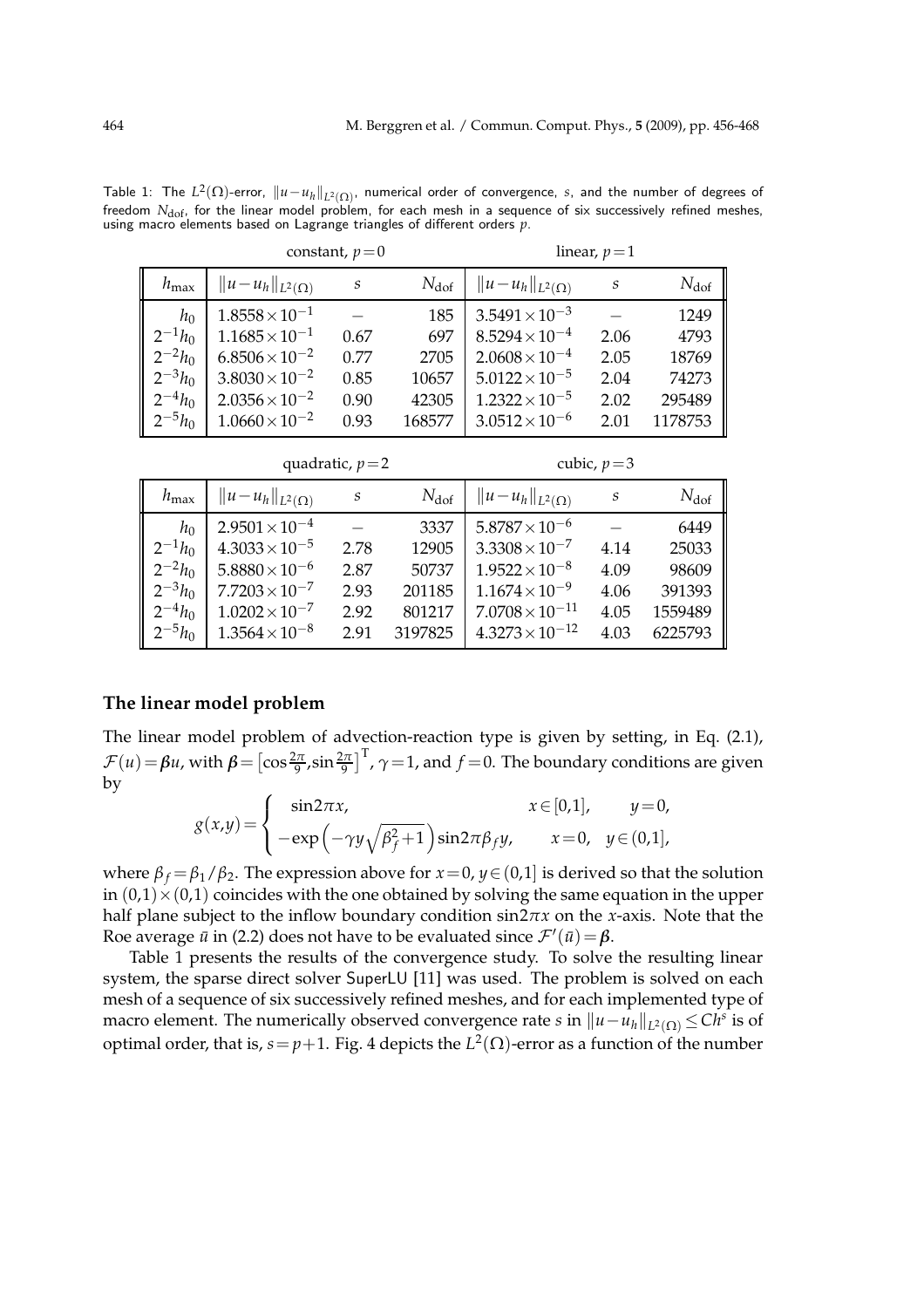Table 1: The $L^2(\Omega)$-error, $\|u-u_h\|_{L^2(\Omega)}$, numerical order of convergence, $s$, and the number of degrees of freedom $N_{\text{dof}}$, for the linear model problem, for each mesh in a sequence of six successively refined meshes, using macro elements based on Lagrange triangles of different orders $p$.

| | constant, $p=0$ | | | linear, $p=1$ | | |
|---|---|---|---|---|---|---|
| $h_{\max}$ | $\|u-u_h\|_{L^2(\Omega)}$ | $s$ | $N_{\text{dof}}$ | $\|u-u_h\|_{L^2(\Omega)}$ | $s$ | $N_{\text{dof}}$ |
| $h_0$ | $1.8558\times10^{-1}$ | – | 185 | $3.5491\times10^{-3}$ | – | 1249 |
| $2^{-1}h_0$ | $1.1685\times10^{-1}$ | 0.67 | 697 | $8.5294\times10^{-4}$ | 2.06 | 4793 |
| $2^{-2}h_0$ | $6.8506\times10^{-2}$ | 0.77 | 2705 | $2.0608\times10^{-4}$ | 2.05 | 18769 |
| $2^{-3}h_0$ | $3.8030\times10^{-2}$ | 0.85 | 10657 | $5.0122\times10^{-5}$ | 2.04 | 74273 |
| $2^{-4}h_0$ | $2.0356\times10^{-2}$ | 0.90 | 42305 | $1.2322\times10^{-5}$ | 2.02 | 295489 |
| $2^{-5}h_0$ | $1.0660\times10^{-2}$ | 0.93 | 168577 | $3.0512\times10^{-6}$ | 2.01 | 1178753 |

| | quadratic, $p=2$ | | | cubic, $p=3$ | | |
|---|---|---|---|---|---|---|
| $h_{\max}$ | $\|u-u_h\|_{L^2(\Omega)}$ | $s$ | $N_{\text{dof}}$ | $\|u-u_h\|_{L^2(\Omega)}$ | $s$ | $N_{\text{dof}}$ |
| $h_0$ | $2.9501\times10^{-4}$ | – | 3337 | $5.8787\times10^{-6}$ | – | 6449 |
| $2^{-1}h_0$ | $4.3033\times10^{-5}$ | 2.78 | 12905 | $3.3308\times10^{-7}$ | 4.14 | 25033 |
| $2^{-2}h_0$ | $5.8880\times10^{-6}$ | 2.87 | 50737 | $1.9522\times10^{-8}$ | 4.09 | 98609 |
| $2^{-3}h_0$ | $7.7203\times10^{-7}$ | 2.93 | 201185 | $1.1674\times10^{-9}$ | 4.06 | 391393 |
| $2^{-4}h_0$ | $1.0202\times10^{-7}$ | 2.92 | 801217 | $7.0708\times10^{-11}$ | 4.05 | 1559489 |
| $2^{-5}h_0$ | $1.3564\times10^{-8}$ | 2.91 | 3197825 | $4.3273\times10^{-12}$ | 4.03 | 6225793 |

**The linear model problem**

The linear model problem of advection-reaction type is given by setting, in Eq. (2.1), $\mathcal{F}(u)=\boldsymbol{\beta}u$, with $\boldsymbol{\beta}=\left[\cos\frac{2\pi}{9},\sin\frac{2\pi}{9}\right]^{\mathrm{T}}$, $\gamma=1$, and $f=0$. The boundary conditions are given by

$$g(x,y)=\begin{cases} \sin 2\pi x, & x\in[0,1], \quad y=0, \\ -\exp\left(-\gamma y\sqrt{\beta_f^2+1}\right)\sin 2\pi\beta_f y, & x=0, \quad y\in(0,1], \end{cases}$$

where $\beta_f=\beta_1/\beta_2$. The expression above for $x=0$, $y\in(0,1]$ is derived so that the solution in $(0,1)\times(0,1)$ coincides with the one obtained by solving the same equation in the upper half plane subject to the inflow boundary condition $\sin 2\pi x$ on the $x$-axis. Note that the Roe average $\bar{u}$ in (2.2) does not have to be evaluated since $\mathcal{F}'(\bar{u})=\boldsymbol{\beta}$.

Table 1 presents the results of the convergence study. To solve the resulting linear system, the sparse direct solver SuperLU [11] was used. The problem is solved on each mesh of a sequence of six successively refined meshes, and for each implemented type of macro element. The numerically observed convergence rate $s$ in $\|u-u_h\|_{L^2(\Omega)}\le Ch^s$ is of optimal order, that is, $s=p+1$. Fig. 4 depicts the $L^2(\Omega)$-error as a function of the number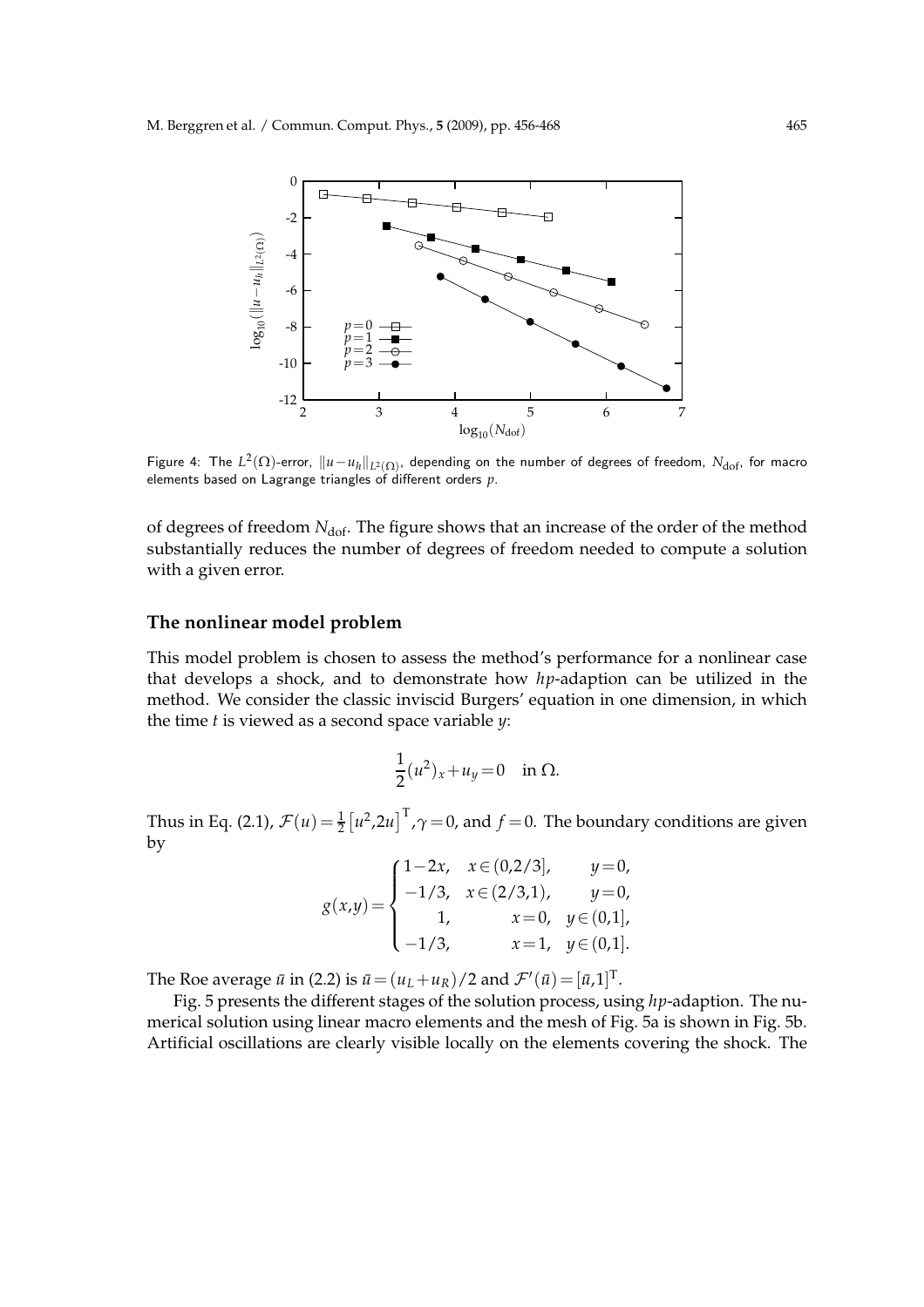Figure 4: The $L^2(\Omega)$-error, $\|u-u_h\|_{L^2(\Omega)}$, depending on the number of degrees of freedom, $N_{\rm dof}$, for macro elements based on Lagrange triangles of different orders $p$.

of degrees of freedom $N_{\rm dof}$. The figure shows that an increase of the order of the method substantially reduces the number of degrees of freedom needed to compute a solution with a given error.

### The nonlinear model problem

This model problem is chosen to assess the method's performance for a nonlinear case that develops a shock, and to demonstrate how *hp*-adaption can be utilized in the method. We consider the classic inviscid Burgers' equation in one dimension, in which the time $t$ is viewed as a second space variable $y$:

$$\frac{1}{2}(u^2)_x + u_y = 0 \quad \text{in } \Omega.$$

Thus in Eq. (2.1), $\mathcal{F}(u) = \frac{1}{2}\left[u^2, 2u\right]^{\rm T}, \gamma = 0$, and $f = 0$. The boundary conditions are given by

$$g(x,y) = \begin{cases} 1-2x, & x \in (0,2/3], \quad y = 0, \\ -1/3, & x \in (2/3,1), \quad y = 0, \\ \quad 1, & \quad\quad x = 0, \quad y \in (0,1], \\ -1/3, & \quad\quad x = 1, \quad y \in (0,1]. \end{cases}$$

The Roe average $\bar{u}$ in (2.2) is $\bar{u} = (u_L + u_R)/2$ and $\mathcal{F}'(\bar{u}) = [\bar{u}, 1]^{\rm T}$.

Fig. 5 presents the different stages of the solution process, using *hp*-adaption. The numerical solution using linear macro elements and the mesh of Fig. 5a is shown in Fig. 5b. Artificial oscillations are clearly visible locally on the elements covering the shock. The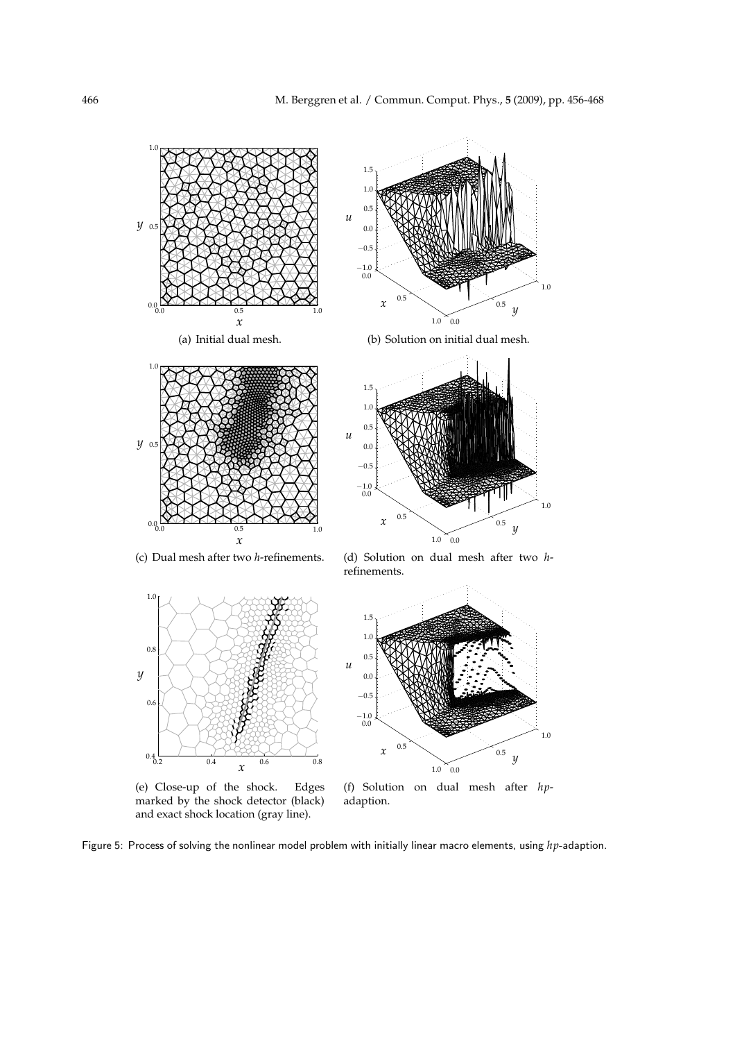(a) Initial dual mesh.

(b) Solution on initial dual mesh.

(c) Dual mesh after two $h$-refinements.

(d) Solution on dual mesh after two $h$-refinements.

(e) Close-up of the shock. Edges marked by the shock detector (black) and exact shock location (gray line).

(f) Solution on dual mesh after $hp$-adaption.

Figure 5: Process of solving the nonlinear model problem with initially linear macro elements, using $hp$-adaption.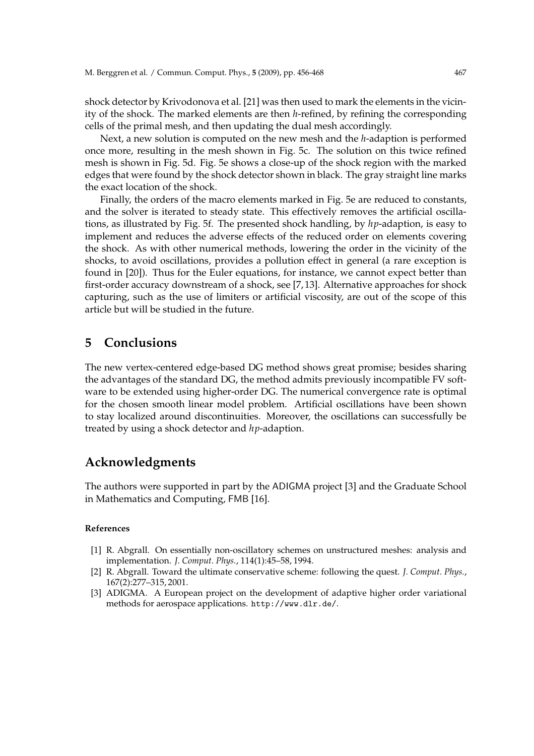shock detector by Krivodonova et al. [21] was then used to mark the elements in the vicinity of the shock. The marked elements are then $h$-refined, by refining the corresponding cells of the primal mesh, and then updating the dual mesh accordingly.

Next, a new solution is computed on the new mesh and the $h$-adaption is performed once more, resulting in the mesh shown in Fig. 5c. The solution on this twice refined mesh is shown in Fig. 5d. Fig. 5e shows a close-up of the shock region with the marked edges that were found by the shock detector shown in black. The gray straight line marks the exact location of the shock.

Finally, the orders of the macro elements marked in Fig. 5e are reduced to constants, and the solver is iterated to steady state. This effectively removes the artificial oscillations, as illustrated by Fig. 5f. The presented shock handling, by $hp$-adaption, is easy to implement and reduces the adverse effects of the reduced order on elements covering the shock. As with other numerical methods, lowering the order in the vicinity of the shocks, to avoid oscillations, provides a pollution effect in general (a rare exception is found in [20]). Thus for the Euler equations, for instance, we cannot expect better than first-order accuracy downstream of a shock, see [7,13]. Alternative approaches for shock capturing, such as the use of limiters or artificial viscosity, are out of the scope of this article but will be studied in the future.

## 5 Conclusions

The new vertex-centered edge-based DG method shows great promise; besides sharing the advantages of the standard DG, the method admits previously incompatible FV software to be extended using higher-order DG. The numerical convergence rate is optimal for the chosen smooth linear model problem. Artificial oscillations have been shown to stay localized around discontinuities. Moreover, the oscillations can successfully be treated by using a shock detector and $hp$-adaption.

## Acknowledgments

The authors were supported in part by the ADIGMA project [3] and the Graduate School in Mathematics and Computing, FMB [16].

### References

[1] R. Abgrall. On essentially non-oscillatory schemes on unstructured meshes: analysis and implementation. *J. Comput. Phys.*, 114(1):45–58, 1994.

[2] R. Abgrall. Toward the ultimate conservative scheme: following the quest. *J. Comput. Phys.*, 167(2):277–315, 2001.

[3] ADIGMA. A European project on the development of adaptive higher order variational methods for aerospace applications. `http://www.dlr.de/`.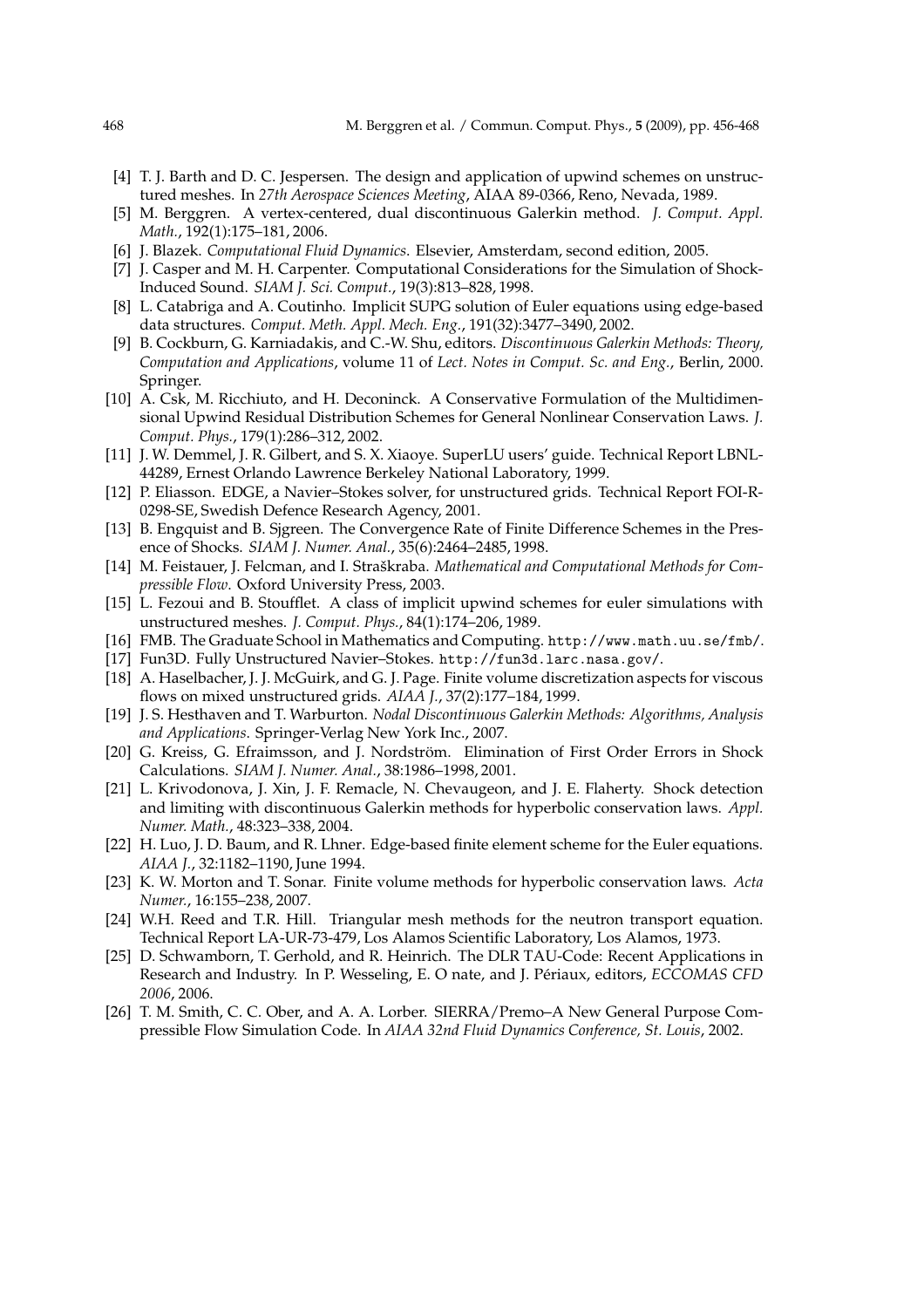[4] T. J. Barth and D. C. Jespersen. The design and application of upwind schemes on unstructured meshes. In *27th Aerospace Sciences Meeting*, AIAA 89-0366, Reno, Nevada, 1989.

[5] M. Berggren. A vertex-centered, dual discontinuous Galerkin method. *J. Comput. Appl. Math.*, 192(1):175–181, 2006.

[6] J. Blazek. *Computational Fluid Dynamics*. Elsevier, Amsterdam, second edition, 2005.

[7] J. Casper and M. H. Carpenter. Computational Considerations for the Simulation of Shock-Induced Sound. *SIAM J. Sci. Comput.*, 19(3):813–828, 1998.

[8] L. Catabriga and A. Coutinho. Implicit SUPG solution of Euler equations using edge-based data structures. *Comput. Meth. Appl. Mech. Eng.*, 191(32):3477–3490, 2002.

[9] B. Cockburn, G. Karniadakis, and C.-W. Shu, editors. *Discontinuous Galerkin Methods: Theory, Computation and Applications*, volume 11 of *Lect. Notes in Comput. Sc. and Eng.*, Berlin, 2000. Springer.

[10] A. Csk, M. Ricchiuto, and H. Deconinck. A Conservative Formulation of the Multidimensional Upwind Residual Distribution Schemes for General Nonlinear Conservation Laws. *J. Comput. Phys.*, 179(1):286–312, 2002.

[11] J. W. Demmel, J. R. Gilbert, and S. X. Xiaoye. SuperLU users' guide. Technical Report LBNL-44289, Ernest Orlando Lawrence Berkeley National Laboratory, 1999.

[12] P. Eliasson. EDGE, a Navier–Stokes solver, for unstructured grids. Technical Report FOI-R-0298-SE, Swedish Defence Research Agency, 2001.

[13] B. Engquist and B. Sjgreen. The Convergence Rate of Finite Difference Schemes in the Presence of Shocks. *SIAM J. Numer. Anal.*, 35(6):2464–2485, 1998.

[14] M. Feistauer, J. Felcman, and I. Straškraba. *Mathematical and Computational Methods for Compressible Flow*. Oxford University Press, 2003.

[15] L. Fezoui and B. Stoufflet. A class of implicit upwind schemes for euler simulations with unstructured meshes. *J. Comput. Phys.*, 84(1):174–206, 1989.

[16] FMB. The Graduate School in Mathematics and Computing. `http://www.math.uu.se/fmb/`.

[17] Fun3D. Fully Unstructured Navier–Stokes. `http://fun3d.larc.nasa.gov/`.

[18] A. Haselbacher, J. J. McGuirk, and G. J. Page. Finite volume discretization aspects for viscous flows on mixed unstructured grids. *AIAA J.*, 37(2):177–184, 1999.

[19] J. S. Hesthaven and T. Warburton. *Nodal Discontinuous Galerkin Methods: Algorithms, Analysis and Applications*. Springer-Verlag New York Inc., 2007.

[20] G. Kreiss, G. Efraimsson, and J. Nordström. Elimination of First Order Errors in Shock Calculations. *SIAM J. Numer. Anal.*, 38:1986–1998, 2001.

[21] L. Krivodonova, J. Xin, J. F. Remacle, N. Chevaugeon, and J. E. Flaherty. Shock detection and limiting with discontinuous Galerkin methods for hyperbolic conservation laws. *Appl. Numer. Math.*, 48:323–338, 2004.

[22] H. Luo, J. D. Baum, and R. Lhner. Edge-based finite element scheme for the Euler equations. *AIAA J.*, 32:1182–1190, June 1994.

[23] K. W. Morton and T. Sonar. Finite volume methods for hyperbolic conservation laws. *Acta Numer.*, 16:155–238, 2007.

[24] W.H. Reed and T.R. Hill. Triangular mesh methods for the neutron transport equation. Technical Report LA-UR-73-479, Los Alamos Scientific Laboratory, Los Alamos, 1973.

[25] D. Schwamborn, T. Gerhold, and R. Heinrich. The DLR TAU-Code: Recent Applications in Research and Industry. In P. Wesseling, E. O nate, and J. Périaux, editors, *ECCOMAS CFD 2006*, 2006.

[26] T. M. Smith, C. C. Ober, and A. A. Lorber. SIERRA/Premo–A New General Purpose Compressible Flow Simulation Code. In *AIAA 32nd Fluid Dynamics Conference, St. Louis*, 2002.